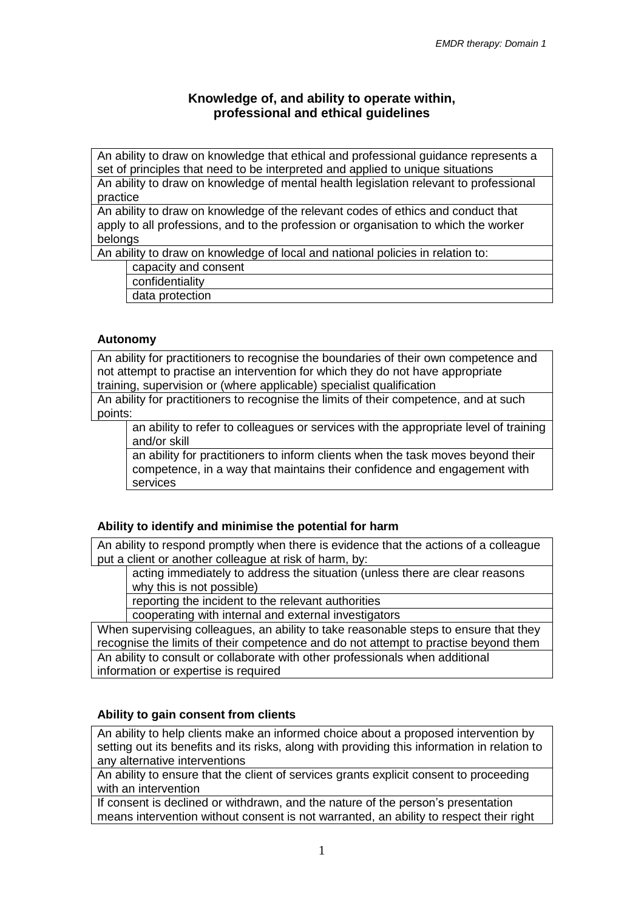## Knowledge of, and ability to operate within, professional and ethical guidelines

- An ability to draw on knowledge that ethical and professional guidance represents a set of principles that need to be interpreted and applied to unique situations
- An ability to draw on knowledge of mental health legislation relevant to professional practice
- An ability to draw on knowledge of the relevant codes of ethics and conduct that apply to all professions, and to the profession or organisation to which the worker belongs
- An ability to draw on knowledge of local and national policies in relation to:
    - capacity and consent
    - confidentiality
    - data protection

### Autonomy

- An ability for practitioners to recognise the boundaries of their own competence and not attempt to practise an intervention for which they do not have appropriate training, supervision or (where applicable) specialist qualification
- An ability for practitioners to recognise the limits of their competence, and at such points:
    - an ability to refer to colleagues or services with the appropriate level of training and/or skill
    - an ability for practitioners to inform clients when the task moves beyond their competence, in a way that maintains their confidence and engagement with services

### Ability to identify and minimise the potential for harm

- An ability to respond promptly when there is evidence that the actions of a colleague put a client or another colleague at risk of harm, by:
    - acting immediately to address the situation (unless there are clear reasons why this is not possible)
    - reporting the incident to the relevant authorities
    - cooperating with internal and external investigators
- When supervising colleagues, an ability to take reasonable steps to ensure that they recognise the limits of their competence and do not attempt to practise beyond them
- An ability to consult or collaborate with other professionals when additional information or expertise is required

### Ability to gain consent from clients

- An ability to help clients make an informed choice about a proposed intervention by setting out its benefits and its risks, along with providing this information in relation to any alternative interventions
- An ability to ensure that the client of services grants explicit consent to proceeding with an intervention
- If consent is declined or withdrawn, and the nature of the person's presentation means intervention without consent is not warranted, an ability to respect their right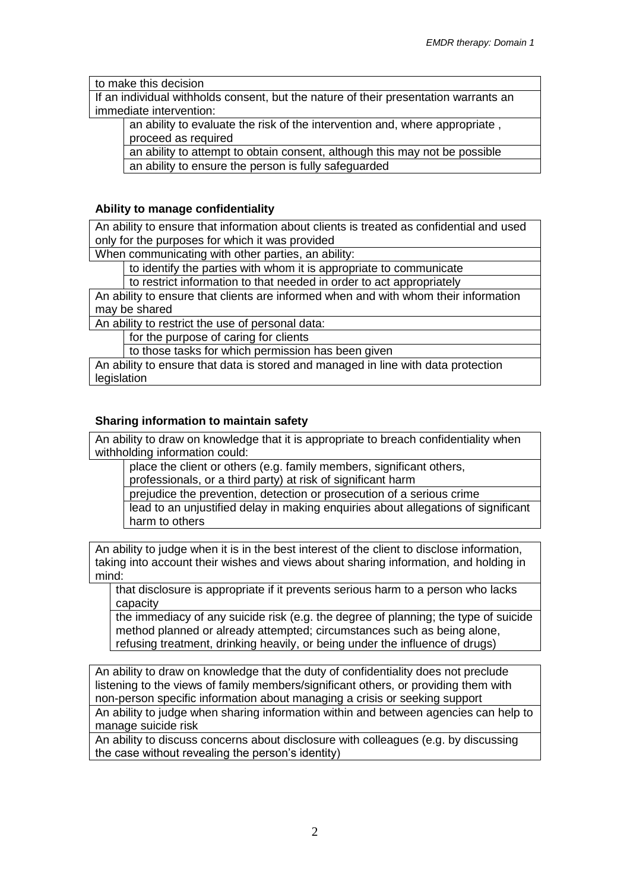to make this decision

If an individual withholds consent, but the nature of their presentation warrants an immediate intervention:

- an ability to evaluate the risk of the intervention and, where appropriate , proceed as required
- an ability to attempt to obtain consent, although this may not be possible
- an ability to ensure the person is fully safeguarded

### Ability to manage confidentiality

An ability to ensure that information about clients is treated as confidential and used only for the purposes for which it was provided

When communicating with other parties, an ability:

- to identify the parties with whom it is appropriate to communicate
- to restrict information to that needed in order to act appropriately

An ability to ensure that clients are informed when and with whom their information may be shared

An ability to restrict the use of personal data:

- for the purpose of caring for clients
- to those tasks for which permission has been given

An ability to ensure that data is stored and managed in line with data protection legislation

### Sharing information to maintain safety

An ability to draw on knowledge that it is appropriate to breach confidentiality when withholding information could:

- place the client or others (e.g. family members, significant others, professionals, or a third party) at risk of significant harm
- prejudice the prevention, detection or prosecution of a serious crime
- lead to an unjustified delay in making enquiries about allegations of significant harm to others

An ability to judge when it is in the best interest of the client to disclose information, taking into account their wishes and views about sharing information, and holding in mind:

- that disclosure is appropriate if it prevents serious harm to a person who lacks capacity
- the immediacy of any suicide risk (e.g. the degree of planning; the type of suicide method planned or already attempted; circumstances such as being alone, refusing treatment, drinking heavily, or being under the influence of drugs)

An ability to draw on knowledge that the duty of confidentiality does not preclude listening to the views of family members/significant others, or providing them with non-person specific information about managing a crisis or seeking support

An ability to judge when sharing information within and between agencies can help to manage suicide risk

An ability to discuss concerns about disclosure with colleagues (e.g. by discussing the case without revealing the person's identity)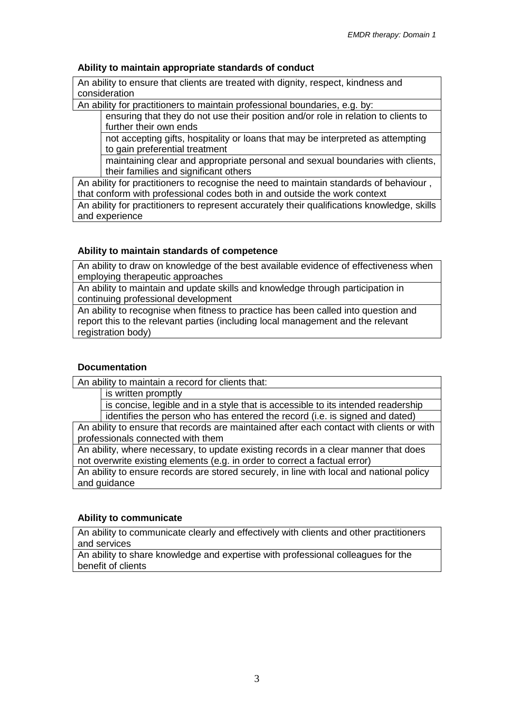#### Ability to maintain appropriate standards of conduct

- An ability to ensure that clients are treated with dignity, respect, kindness and consideration
- An ability for practitioners to maintain professional boundaries, e.g. by:
  - ensuring that they do not use their position and/or role in relation to clients to further their own ends
  - not accepting gifts, hospitality or loans that may be interpreted as attempting to gain preferential treatment
  - maintaining clear and appropriate personal and sexual boundaries with clients, their families and significant others
- An ability for practitioners to recognise the need to maintain standards of behaviour , that conform with professional codes both in and outside the work context
- An ability for practitioners to represent accurately their qualifications knowledge, skills and experience

#### Ability to maintain standards of competence

- An ability to draw on knowledge of the best available evidence of effectiveness when employing therapeutic approaches
- An ability to maintain and update skills and knowledge through participation in continuing professional development
- An ability to recognise when fitness to practice has been called into question and report this to the relevant parties (including local management and the relevant registration body)

#### Documentation

- An ability to maintain a record for clients that:
  - is written promptly
  - is concise, legible and in a style that is accessible to its intended readership
  - identifies the person who has entered the record (i.e. is signed and dated)
- An ability to ensure that records are maintained after each contact with clients or with professionals connected with them
- An ability, where necessary, to update existing records in a clear manner that does not overwrite existing elements (e.g. in order to correct a factual error)
- An ability to ensure records are stored securely, in line with local and national policy and guidance

#### Ability to communicate

- An ability to communicate clearly and effectively with clients and other practitioners and services
- An ability to share knowledge and expertise with professional colleagues for the benefit of clients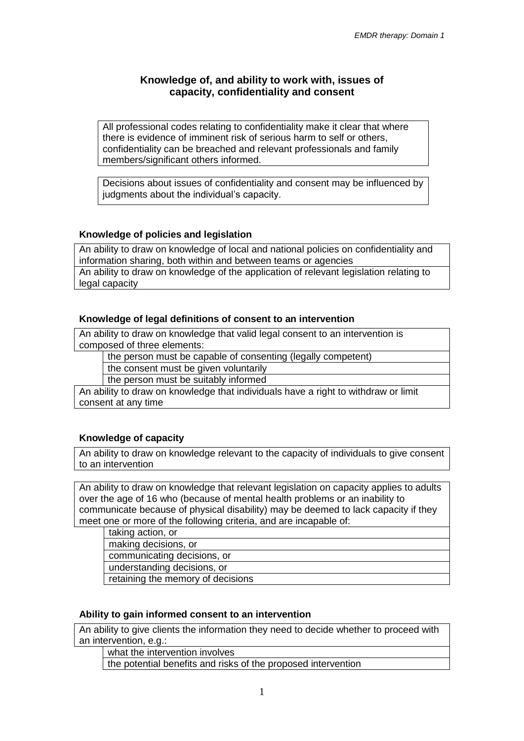## Knowledge of, and ability to work with, issues of capacity, confidentiality and consent

All professional codes relating to confidentiality make it clear that where there is evidence of imminent risk of serious harm to self or others, confidentiality can be breached and relevant professionals and family members/significant others informed.

Decisions about issues of confidentiality and consent may be influenced by judgments about the individual's capacity.

### Knowledge of policies and legislation

- An ability to draw on knowledge of local and national policies on confidentiality and information sharing, both within and between teams or agencies
- An ability to draw on knowledge of the application of relevant legislation relating to legal capacity

### Knowledge of legal definitions of consent to an intervention

- An ability to draw on knowledge that valid legal consent to an intervention is composed of three elements:
  - the person must be capable of consenting (legally competent)
  - the consent must be given voluntarily
  - the person must be suitably informed
- An ability to draw on knowledge that individuals have a right to withdraw or limit consent at any time

### Knowledge of capacity

- An ability to draw on knowledge relevant to the capacity of individuals to give consent to an intervention

- An ability to draw on knowledge that relevant legislation on capacity applies to adults over the age of 16 who (because of mental health problems or an inability to communicate because of physical disability) may be deemed to lack capacity if they meet one or more of the following criteria, and are incapable of:
  - taking action, or
  - making decisions, or
  - communicating decisions, or
  - understanding decisions, or
  - retaining the memory of decisions

### Ability to gain informed consent to an intervention

- An ability to give clients the information they need to decide whether to proceed with an intervention, e.g.:
  - what the intervention involves
  - the potential benefits and risks of the proposed intervention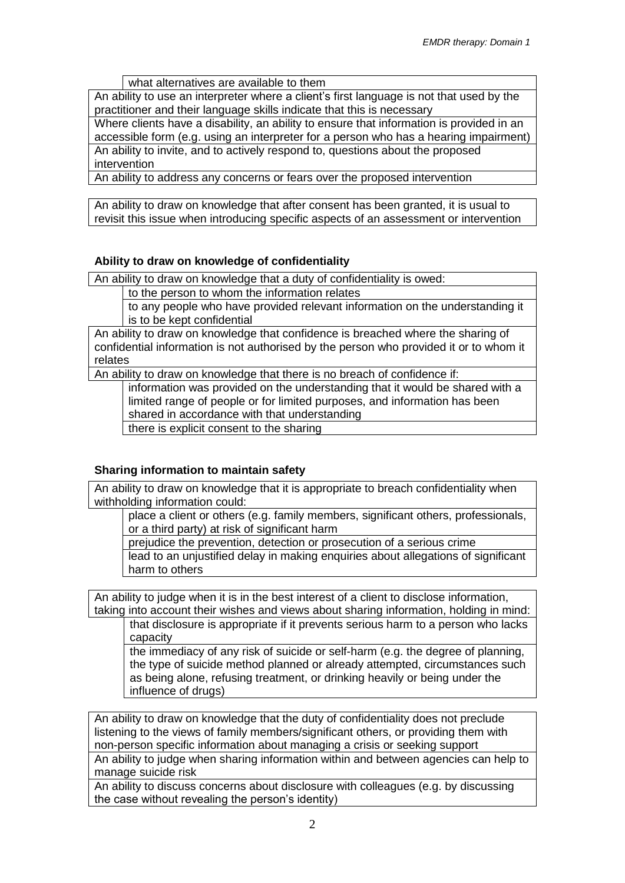- what alternatives are available to them

An ability to use an interpreter where a client's first language is not that used by the practitioner and their language skills indicate that this is necessary

Where clients have a disability, an ability to ensure that information is provided in an accessible form (e.g. using an interpreter for a person who has a hearing impairment)

An ability to invite, and to actively respond to, questions about the proposed intervention

An ability to address any concerns or fears over the proposed intervention

An ability to draw on knowledge that after consent has been granted, it is usual to revisit this issue when introducing specific aspects of an assessment or intervention

**Ability to draw on knowledge of confidentiality**

An ability to draw on knowledge that a duty of confidentiality is owed:

- to the person to whom the information relates
- to any people who have provided relevant information on the understanding it is to be kept confidential

An ability to draw on knowledge that confidence is breached where the sharing of confidential information is not authorised by the person who provided it or to whom it relates

An ability to draw on knowledge that there is no breach of confidence if:

- information was provided on the understanding that it would be shared with a limited range of people or for limited purposes, and information has been shared in accordance with that understanding
- there is explicit consent to the sharing

**Sharing information to maintain safety**

An ability to draw on knowledge that it is appropriate to breach confidentiality when withholding information could:

- place a client or others (e.g. family members, significant others, professionals, or a third party) at risk of significant harm
- prejudice the prevention, detection or prosecution of a serious crime
- lead to an unjustified delay in making enquiries about allegations of significant harm to others

An ability to judge when it is in the best interest of a client to disclose information, taking into account their wishes and views about sharing information, holding in mind:

- that disclosure is appropriate if it prevents serious harm to a person who lacks capacity
- the immediacy of any risk of suicide or self-harm (e.g. the degree of planning, the type of suicide method planned or already attempted, circumstances such as being alone, refusing treatment, or drinking heavily or being under the influence of drugs)

An ability to draw on knowledge that the duty of confidentiality does not preclude listening to the views of family members/significant others, or providing them with non-person specific information about managing a crisis or seeking support

An ability to judge when sharing information within and between agencies can help to manage suicide risk

An ability to discuss concerns about disclosure with colleagues (e.g. by discussing the case without revealing the person's identity)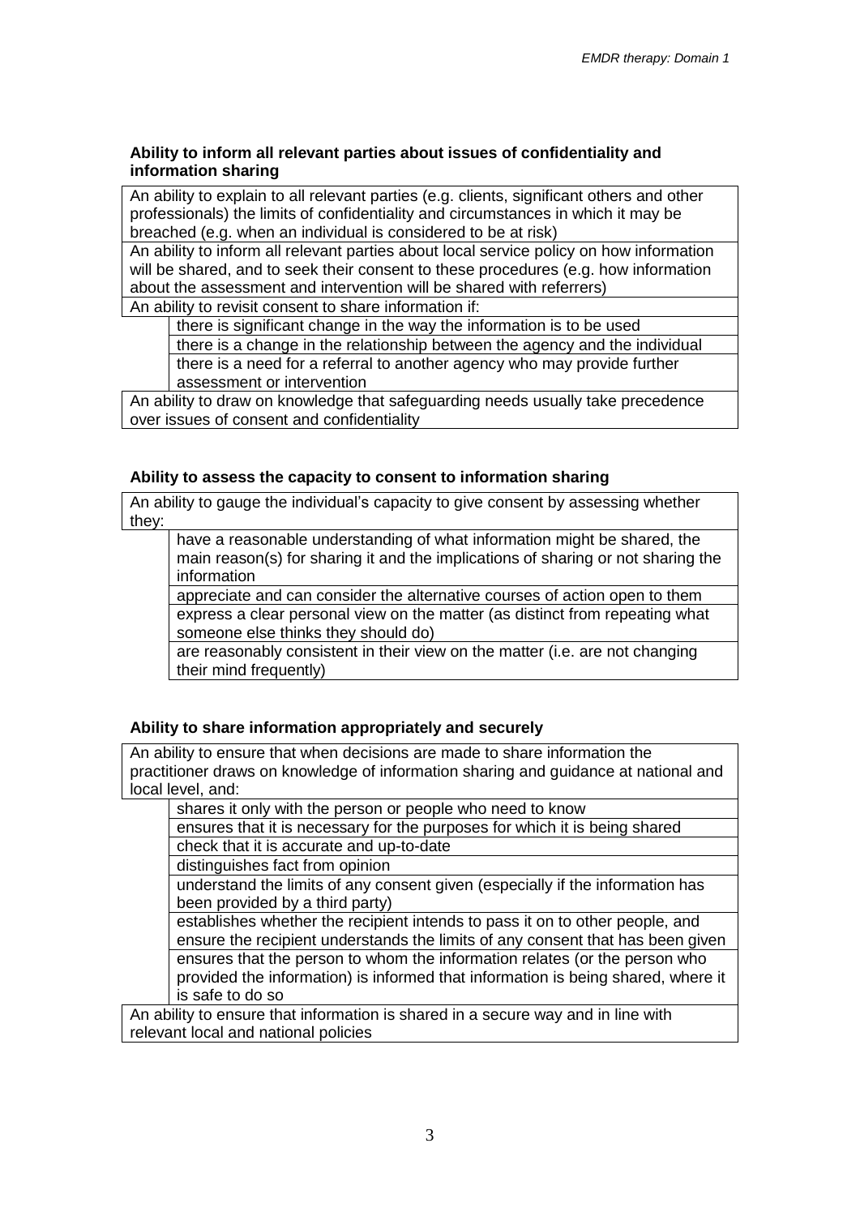**Ability to inform all relevant parties about issues of confidentiality and information sharing**

An ability to explain to all relevant parties (e.g. clients, significant others and other professionals) the limits of confidentiality and circumstances in which it may be breached (e.g. when an individual is considered to be at risk)

An ability to inform all relevant parties about local service policy on how information will be shared, and to seek their consent to these procedures (e.g. how information about the assessment and intervention will be shared with referrers)

An ability to revisit consent to share information if:

- there is significant change in the way the information is to be used
- there is a change in the relationship between the agency and the individual
- there is a need for a referral to another agency who may provide further assessment or intervention

An ability to draw on knowledge that safeguarding needs usually take precedence over issues of consent and confidentiality

**Ability to assess the capacity to consent to information sharing**

An ability to gauge the individual's capacity to give consent by assessing whether they:

- have a reasonable understanding of what information might be shared, the main reason(s) for sharing it and the implications of sharing or not sharing the information
- appreciate and can consider the alternative courses of action open to them
- express a clear personal view on the matter (as distinct from repeating what someone else thinks they should do)
- are reasonably consistent in their view on the matter (i.e. are not changing their mind frequently)

**Ability to share information appropriately and securely**

An ability to ensure that when decisions are made to share information the practitioner draws on knowledge of information sharing and guidance at national and local level, and:

- shares it only with the person or people who need to know
- ensures that it is necessary for the purposes for which it is being shared
- check that it is accurate and up-to-date
- distinguishes fact from opinion
- understand the limits of any consent given (especially if the information has been provided by a third party)
- establishes whether the recipient intends to pass it on to other people, and ensure the recipient understands the limits of any consent that has been given
- ensures that the person to whom the information relates (or the person who provided the information) is informed that information is being shared, where it is safe to do so

An ability to ensure that information is shared in a secure way and in line with relevant local and national policies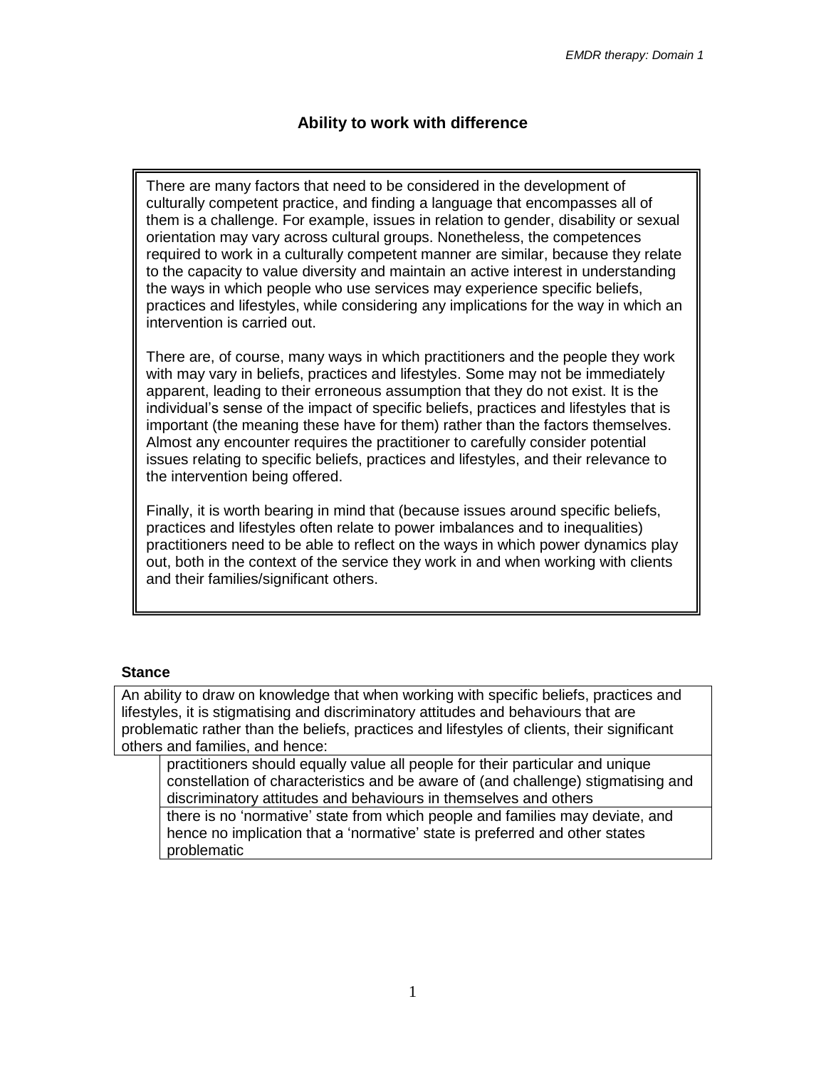# Ability to work with difference

> There are many factors that need to be considered in the development of culturally competent practice, and finding a language that encompasses all of them is a challenge. For example, issues in relation to gender, disability or sexual orientation may vary across cultural groups. Nonetheless, the competences required to work in a culturally competent manner are similar, because they relate to the capacity to value diversity and maintain an active interest in understanding the ways in which people who use services may experience specific beliefs, practices and lifestyles, while considering any implications for the way in which an intervention is carried out.
>
> There are, of course, many ways in which practitioners and the people they work with may vary in beliefs, practices and lifestyles. Some may not be immediately apparent, leading to their erroneous assumption that they do not exist. It is the individual's sense of the impact of specific beliefs, practices and lifestyles that is important (the meaning these have for them) rather than the factors themselves. Almost any encounter requires the practitioner to carefully consider potential issues relating to specific beliefs, practices and lifestyles, and their relevance to the intervention being offered.
>
> Finally, it is worth bearing in mind that (because issues around specific beliefs, practices and lifestyles often relate to power imbalances and to inequalities) practitioners need to be able to reflect on the ways in which power dynamics play out, both in the context of the service they work in and when working with clients and their families/significant others.

**Stance**

An ability to draw on knowledge that when working with specific beliefs, practices and lifestyles, it is stigmatising and discriminatory attitudes and behaviours that are problematic rather than the beliefs, practices and lifestyles of clients, their significant others and families, and hence:

- practitioners should equally value all people for their particular and unique constellation of characteristics and be aware of (and challenge) stigmatising and discriminatory attitudes and behaviours in themselves and others
- there is no 'normative' state from which people and families may deviate, and hence no implication that a 'normative' state is preferred and other states problematic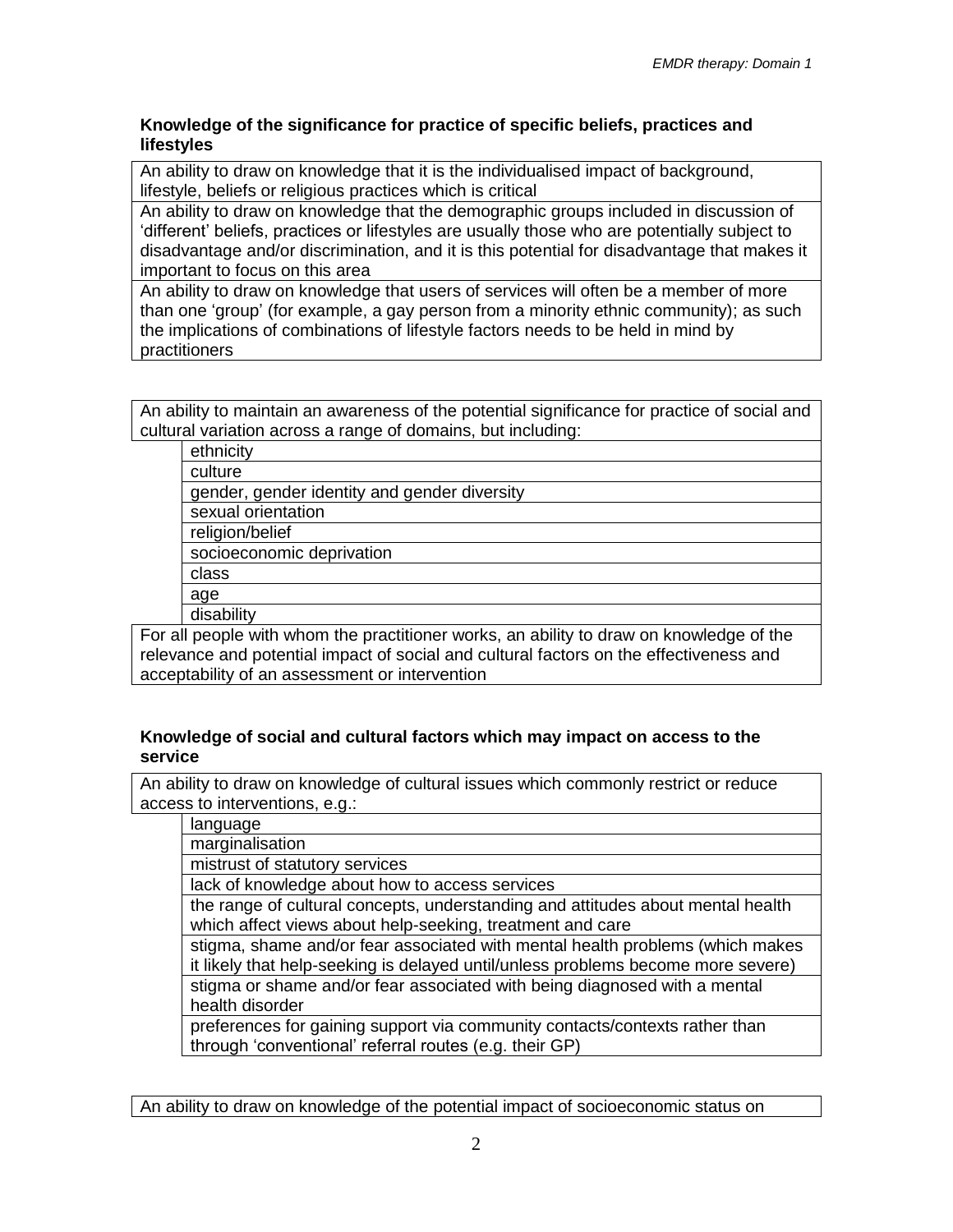### Knowledge of the significance for practice of specific beliefs, practices and lifestyles

| |
|---|
| An ability to draw on knowledge that it is the individualised impact of background, lifestyle, beliefs or religious practices which is critical |
| An ability to draw on knowledge that the demographic groups included in discussion of 'different' beliefs, practices or lifestyles are usually those who are potentially subject to disadvantage and/or discrimination, and it is this potential for disadvantage that makes it important to focus on this area |
| An ability to draw on knowledge that users of services will often be a member of more than one 'group' (for example, a gay person from a minority ethnic community); as such the implications of combinations of lifestyle factors needs to be held in mind by practitioners |

| | |
|---|---|
| An ability to maintain an awareness of the potential significance for practice of social and cultural variation across a range of domains, but including: | |
| | ethnicity |
| | culture |
| | gender, gender identity and gender diversity |
| | sexual orientation |
| | religion/belief |
| | socioeconomic deprivation |
| | class |
| | age |
| | disability |
| For all people with whom the practitioner works, an ability to draw on knowledge of the relevance and potential impact of social and cultural factors on the effectiveness and acceptability of an assessment or intervention | |

### Knowledge of social and cultural factors which may impact on access to the service

| | |
|---|---|
| An ability to draw on knowledge of cultural issues which commonly restrict or reduce access to interventions, e.g.: | |
| | language |
| | marginalisation |
| | mistrust of statutory services |
| | lack of knowledge about how to access services |
| | the range of cultural concepts, understanding and attitudes about mental health which affect views about help-seeking, treatment and care |
| | stigma, shame and/or fear associated with mental health problems (which makes it likely that help-seeking is delayed until/unless problems become more severe) |
| | stigma or shame and/or fear associated with being diagnosed with a mental health disorder |
| | preferences for gaining support via community contacts/contexts rather than through 'conventional' referral routes (e.g. their GP) |

| |
|---|
| An ability to draw on knowledge of the potential impact of socioeconomic status on |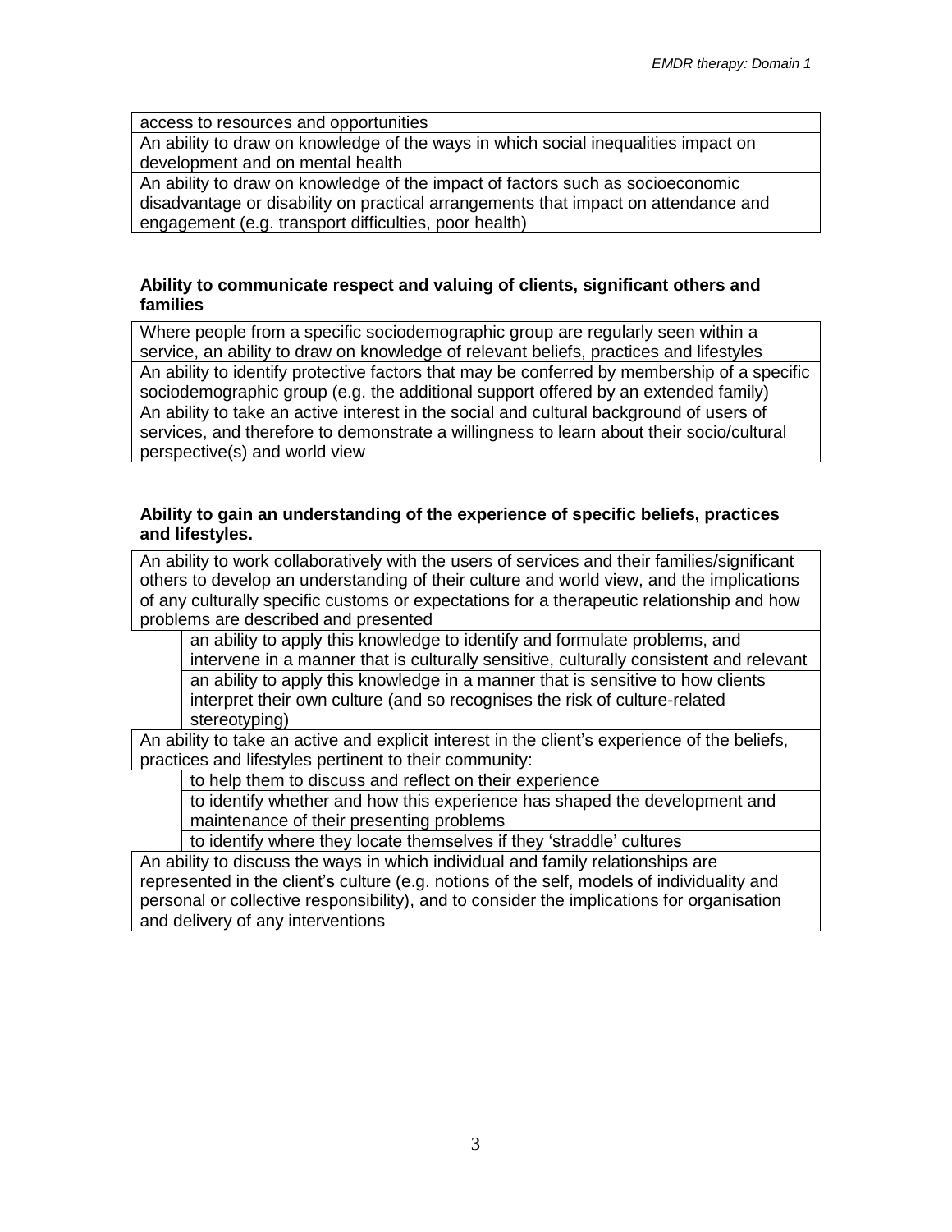| access to resources and opportunities |
|---|
| An ability to draw on knowledge of the ways in which social inequalities impact on development and on mental health |
| An ability to draw on knowledge of the impact of factors such as socioeconomic disadvantage or disability on practical arrangements that impact on attendance and engagement (e.g. transport difficulties, poor health) |

**Ability to communicate respect and valuing of clients, significant others and families**

| Where people from a specific sociodemographic group are regularly seen within a service, an ability to draw on knowledge of relevant beliefs, practices and lifestyles |
|---|
| An ability to identify protective factors that may be conferred by membership of a specific sociodemographic group (e.g. the additional support offered by an extended family) |
| An ability to take an active interest in the social and cultural background of users of services, and therefore to demonstrate a willingness to learn about their socio/cultural perspective(s) and world view |

**Ability to gain an understanding of the experience of specific beliefs, practices and lifestyles.**

| | |
|---|---|
| An ability to work collaboratively with the users of services and their families/significant others to develop an understanding of their culture and world view, and the implications of any culturally specific customs or expectations for a therapeutic relationship and how problems are described and presented | |
| | an ability to apply this knowledge to identify and formulate problems, and intervene in a manner that is culturally sensitive, culturally consistent and relevant |
| | an ability to apply this knowledge in a manner that is sensitive to how clients interpret their own culture (and so recognises the risk of culture-related stereotyping) |
| An ability to take an active and explicit interest in the client's experience of the beliefs, practices and lifestyles pertinent to their community: | |
| | to help them to discuss and reflect on their experience |
| | to identify whether and how this experience has shaped the development and maintenance of their presenting problems |
| | to identify where they locate themselves if they 'straddle' cultures |
| An ability to discuss the ways in which individual and family relationships are represented in the client's culture (e.g. notions of the self, models of individuality and personal or collective responsibility), and to consider the implications for organisation and delivery of any interventions | |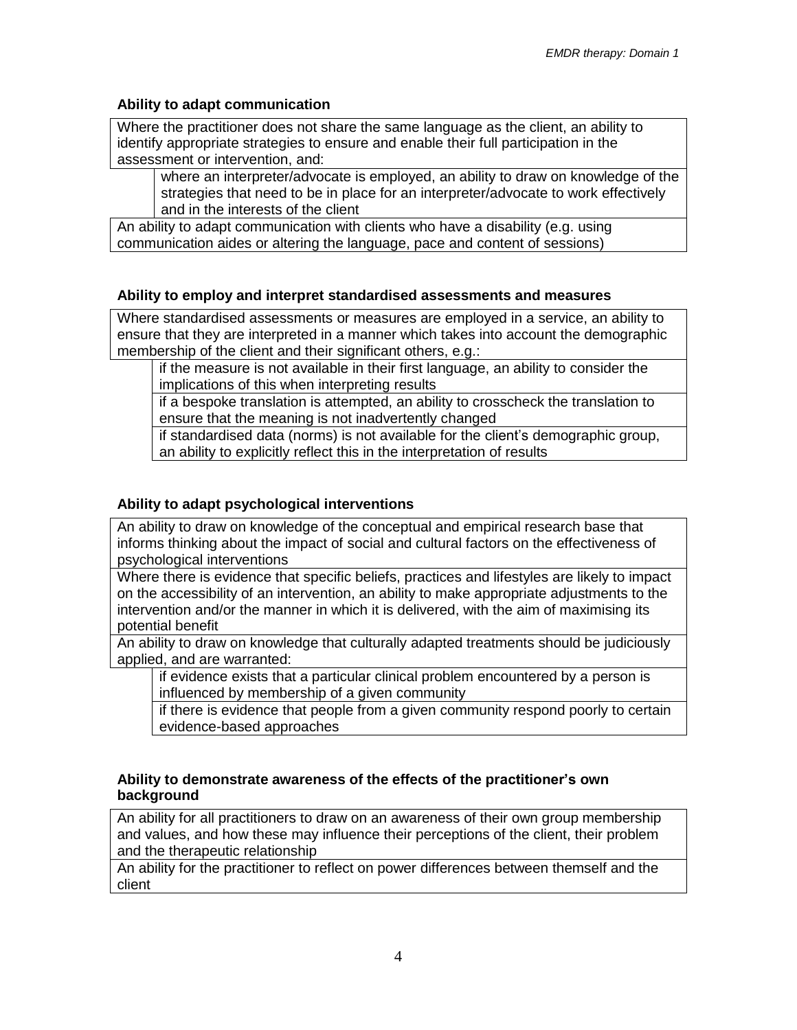**Ability to adapt communication**

Where the practitioner does not share the same language as the client, an ability to identify appropriate strategies to ensure and enable their full participation in the assessment or intervention, and:

- where an interpreter/advocate is employed, an ability to draw on knowledge of the strategies that need to be in place for an interpreter/advocate to work effectively and in the interests of the client

An ability to adapt communication with clients who have a disability (e.g. using communication aides or altering the language, pace and content of sessions)

**Ability to employ and interpret standardised assessments and measures**

Where standardised assessments or measures are employed in a service, an ability to ensure that they are interpreted in a manner which takes into account the demographic membership of the client and their significant others, e.g.:

- if the measure is not available in their first language, an ability to consider the implications of this when interpreting results
- if a bespoke translation is attempted, an ability to crosscheck the translation to ensure that the meaning is not inadvertently changed
- if standardised data (norms) is not available for the client's demographic group, an ability to explicitly reflect this in the interpretation of results

**Ability to adapt psychological interventions**

An ability to draw on knowledge of the conceptual and empirical research base that informs thinking about the impact of social and cultural factors on the effectiveness of psychological interventions

Where there is evidence that specific beliefs, practices and lifestyles are likely to impact on the accessibility of an intervention, an ability to make appropriate adjustments to the intervention and/or the manner in which it is delivered, with the aim of maximising its potential benefit

An ability to draw on knowledge that culturally adapted treatments should be judiciously applied, and are warranted:

- if evidence exists that a particular clinical problem encountered by a person is influenced by membership of a given community
- if there is evidence that people from a given community respond poorly to certain evidence-based approaches

**Ability to demonstrate awareness of the effects of the practitioner's own background**

An ability for all practitioners to draw on an awareness of their own group membership and values, and how these may influence their perceptions of the client, their problem and the therapeutic relationship

An ability for the practitioner to reflect on power differences between themself and the client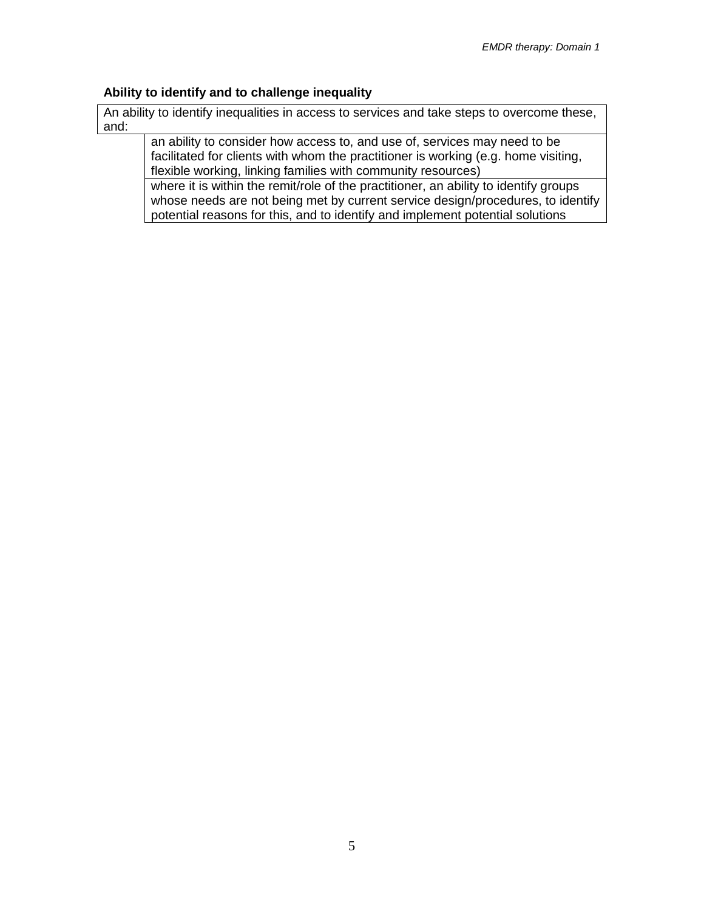**Ability to identify and to challenge inequality**

| An ability to identify inequalities in access to services and take steps to overcome these, and: | |
|---|---|
| | an ability to consider how access to, and use of, services may need to be facilitated for clients with whom the practitioner is working (e.g. home visiting, flexible working, linking families with community resources) |
| | where it is within the remit/role of the practitioner, an ability to identify groups whose needs are not being met by current service design/procedures, to identify potential reasons for this, and to identify and implement potential solutions |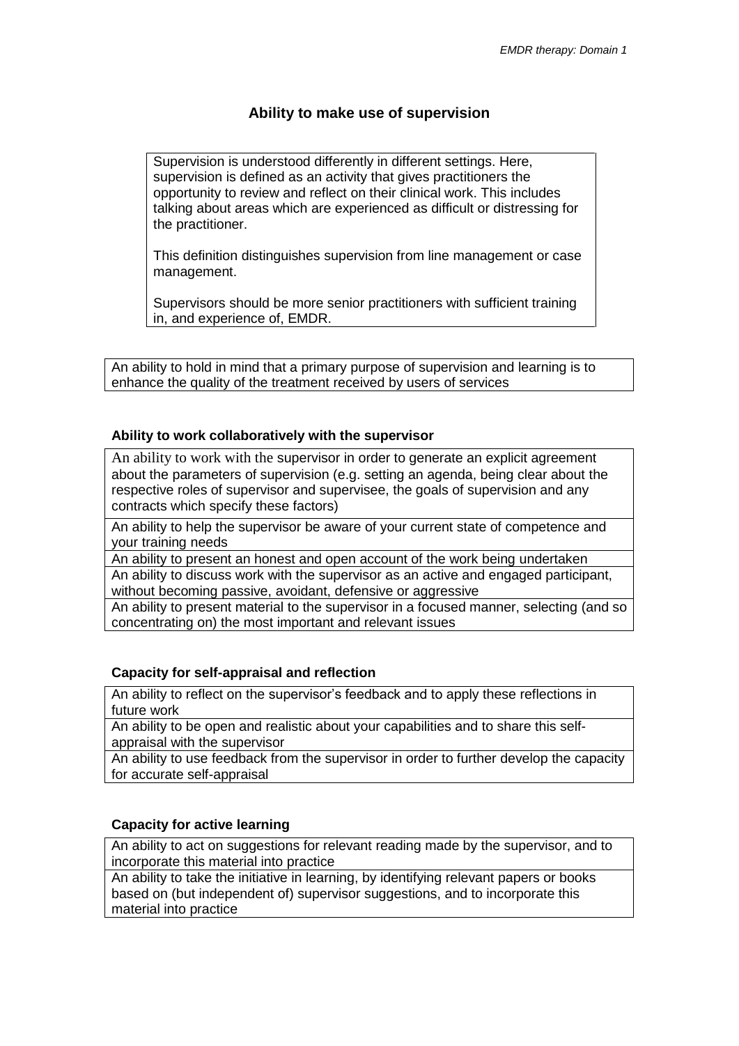## Ability to make use of supervision

> Supervision is understood differently in different settings. Here, supervision is defined as an activity that gives practitioners the opportunity to review and reflect on their clinical work. This includes talking about areas which are experienced as difficult or distressing for the practitioner.
>
> This definition distinguishes supervision from line management or case management.
>
> Supervisors should be more senior practitioners with sufficient training in, and experience of, EMDR.

| |
|---|
| An ability to hold in mind that a primary purpose of supervision and learning is to enhance the quality of the treatment received by users of services |

**Ability to work collaboratively with the supervisor**

| |
|---|
| An ability to work with the supervisor in order to generate an explicit agreement about the parameters of supervision (e.g. setting an agenda, being clear about the respective roles of supervisor and supervisee, the goals of supervision and any contracts which specify these factors) |
| An ability to help the supervisor be aware of your current state of competence and your training needs |
| An ability to present an honest and open account of the work being undertaken |
| An ability to discuss work with the supervisor as an active and engaged participant, without becoming passive, avoidant, defensive or aggressive |
| An ability to present material to the supervisor in a focused manner, selecting (and so concentrating on) the most important and relevant issues |

**Capacity for self-appraisal and reflection**

| |
|---|
| An ability to reflect on the supervisor's feedback and to apply these reflections in future work |
| An ability to be open and realistic about your capabilities and to share this self-appraisal with the supervisor |
| An ability to use feedback from the supervisor in order to further develop the capacity for accurate self-appraisal |

**Capacity for active learning**

| |
|---|
| An ability to act on suggestions for relevant reading made by the supervisor, and to incorporate this material into practice |
| An ability to take the initiative in learning, by identifying relevant papers or books based on (but independent of) supervisor suggestions, and to incorporate this material into practice |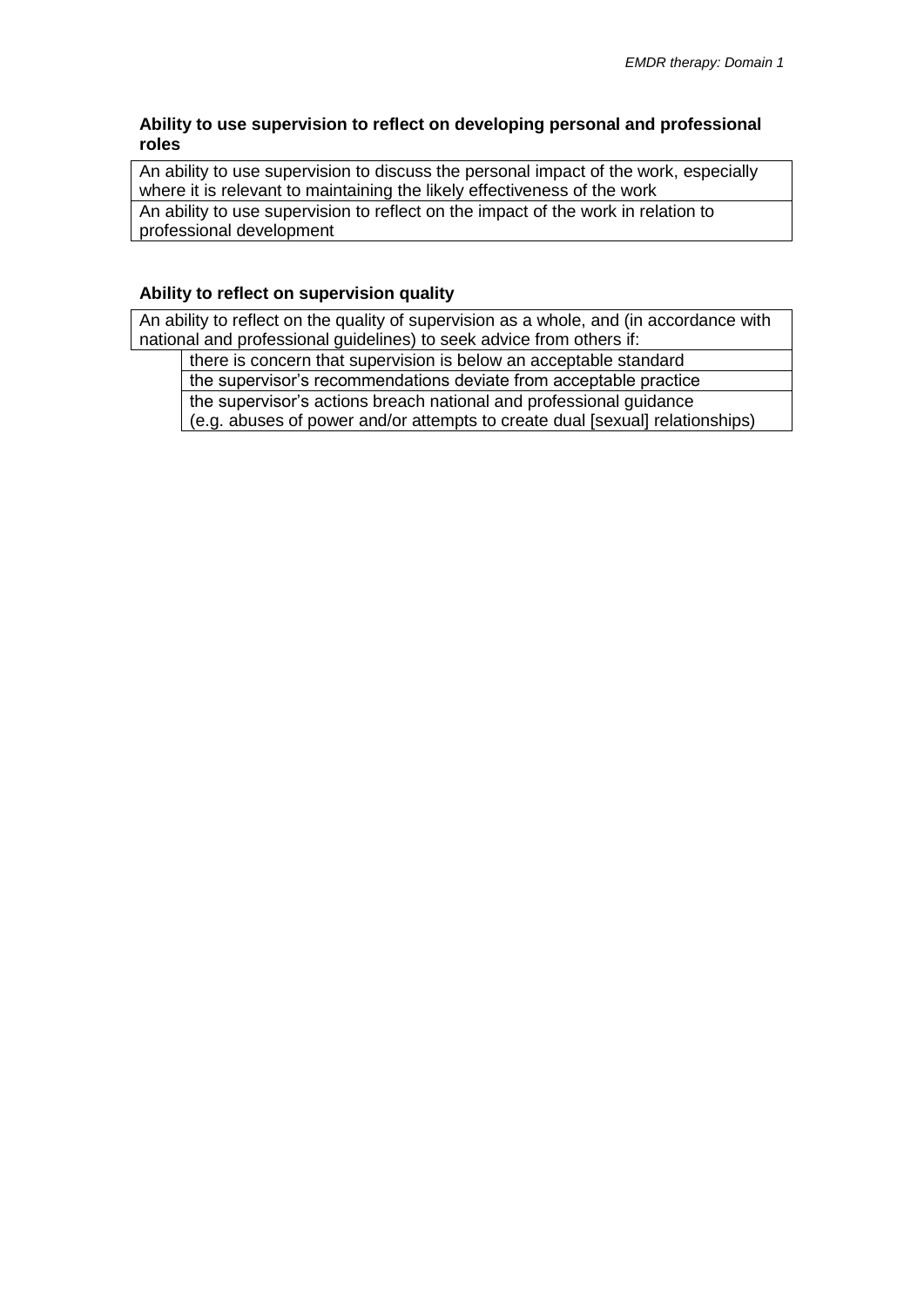**Ability to use supervision to reflect on developing personal and professional roles**

| |
|---|
| An ability to use supervision to discuss the personal impact of the work, especially where it is relevant to maintaining the likely effectiveness of the work |
| An ability to use supervision to reflect on the impact of the work in relation to professional development |

**Ability to reflect on supervision quality**

| | |
|---|---|
| An ability to reflect on the quality of supervision as a whole, and (in accordance with national and professional guidelines) to seek advice from others if: | |
| | there is concern that supervision is below an acceptable standard |
| | the supervisor's recommendations deviate from acceptable practice |
| | the supervisor's actions breach national and professional guidance (e.g. abuses of power and/or attempts to create dual [sexual] relationships) |